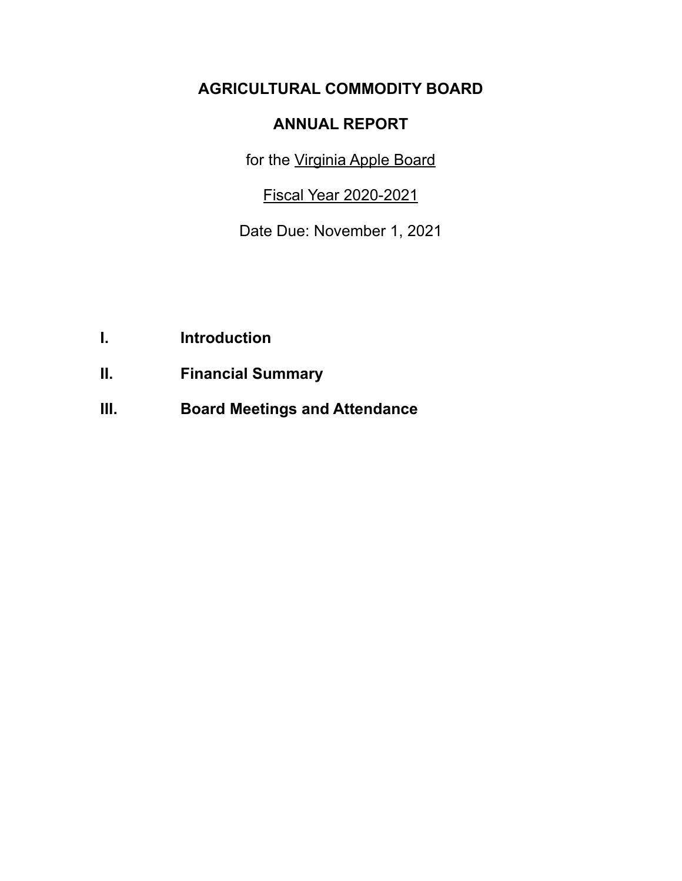# AGRICULTURAL COMMODITY BOARD

## ANNUAL REPORT

for the Virginia Apple Board

Fiscal Year 2020-2021

Date Due: November 1, 2021

**I. Introduction**

**II. Financial Summary**

**III. Board Meetings and Attendance**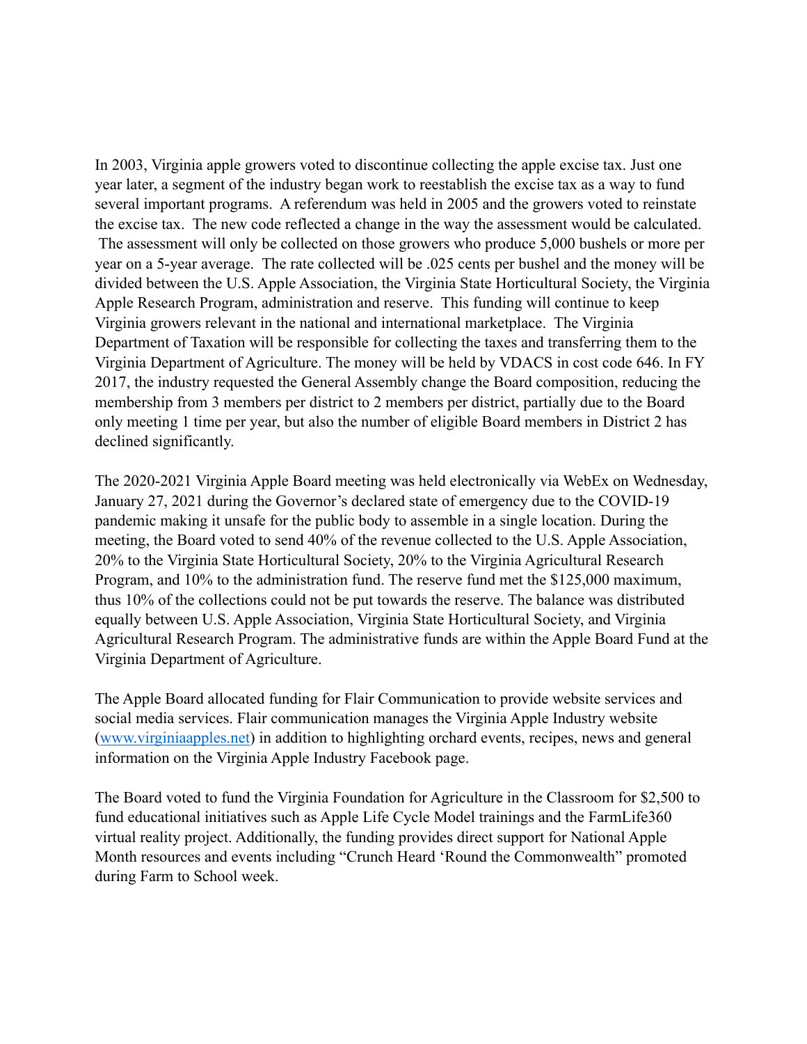In 2003, Virginia apple growers voted to discontinue collecting the apple excise tax. Just one year later, a segment of the industry began work to reestablish the excise tax as a way to fund several important programs. A referendum was held in 2005 and the growers voted to reinstate the excise tax. The new code reflected a change in the way the assessment would be calculated. The assessment will only be collected on those growers who produce 5,000 bushels or more per year on a 5-year average. The rate collected will be .025 cents per bushel and the money will be divided between the U.S. Apple Association, the Virginia State Horticultural Society, the Virginia Apple Research Program, administration and reserve. This funding will continue to keep Virginia growers relevant in the national and international marketplace. The Virginia Department of Taxation will be responsible for collecting the taxes and transferring them to the Virginia Department of Agriculture. The money will be held by VDACS in cost code 646. In FY 2017, the industry requested the General Assembly change the Board composition, reducing the membership from 3 members per district to 2 members per district, partially due to the Board only meeting 1 time per year, but also the number of eligible Board members in District 2 has declined significantly.

The 2020-2021 Virginia Apple Board meeting was held electronically via WebEx on Wednesday, January 27, 2021 during the Governor's declared state of emergency due to the COVID-19 pandemic making it unsafe for the public body to assemble in a single location. During the meeting, the Board voted to send 40% of the revenue collected to the U.S. Apple Association, 20% to the Virginia State Horticultural Society, 20% to the Virginia Agricultural Research Program, and 10% to the administration fund. The reserve fund met the $125,000 maximum, thus 10% of the collections could not be put towards the reserve. The balance was distributed equally between U.S. Apple Association, Virginia State Horticultural Society, and Virginia Agricultural Research Program. The administrative funds are within the Apple Board Fund at the Virginia Department of Agriculture.

The Apple Board allocated funding for Flair Communication to provide website services and social media services. Flair communication manages the Virginia Apple Industry website ([www.virginiaapples.net](http://www.virginiaapples.net)) in addition to highlighting orchard events, recipes, news and general information on the Virginia Apple Industry Facebook page.

The Board voted to fund the Virginia Foundation for Agriculture in the Classroom for $2,500 to fund educational initiatives such as Apple Life Cycle Model trainings and the FarmLife360 virtual reality project. Additionally, the funding provides direct support for National Apple Month resources and events including "Crunch Heard 'Round the Commonwealth" promoted during Farm to School week.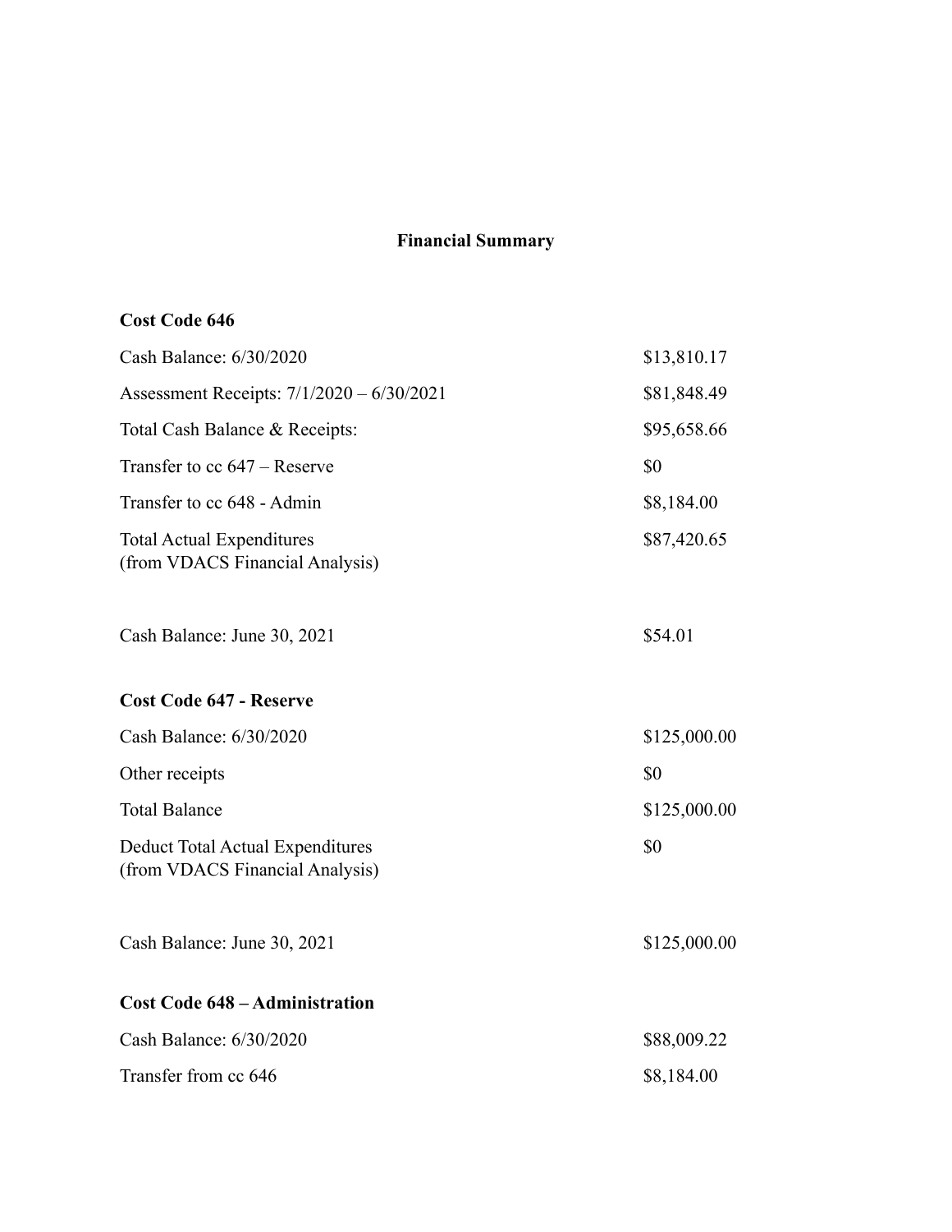## Financial Summary

### Cost Code 646

| | |
|---|---|
| Cash Balance: 6/30/2020 | $13,810.17 |
| Assessment Receipts: 7/1/2020 – 6/30/2021 | $81,848.49 |
| Total Cash Balance & Receipts: | $95,658.66 |
| Transfer to cc 647 – Reserve | $0 |
| Transfer to cc 648 - Admin | $8,184.00 |
| Total Actual Expenditures (from VDACS Financial Analysis) | $87,420.65 |
| Cash Balance: June 30, 2021 | $54.01 |

### Cost Code 647 - Reserve

| | |
|---|---|
| Cash Balance: 6/30/2020 | $125,000.00 |
| Other receipts | $0 |
| Total Balance | $125,000.00 |
| Deduct Total Actual Expenditures (from VDACS Financial Analysis) | $0 |
| Cash Balance: June 30, 2021 | $125,000.00 |

### Cost Code 648 – Administration

| | |
|---|---|
| Cash Balance: 6/30/2020 | $88,009.22 |
| Transfer from cc 646 | $8,184.00 |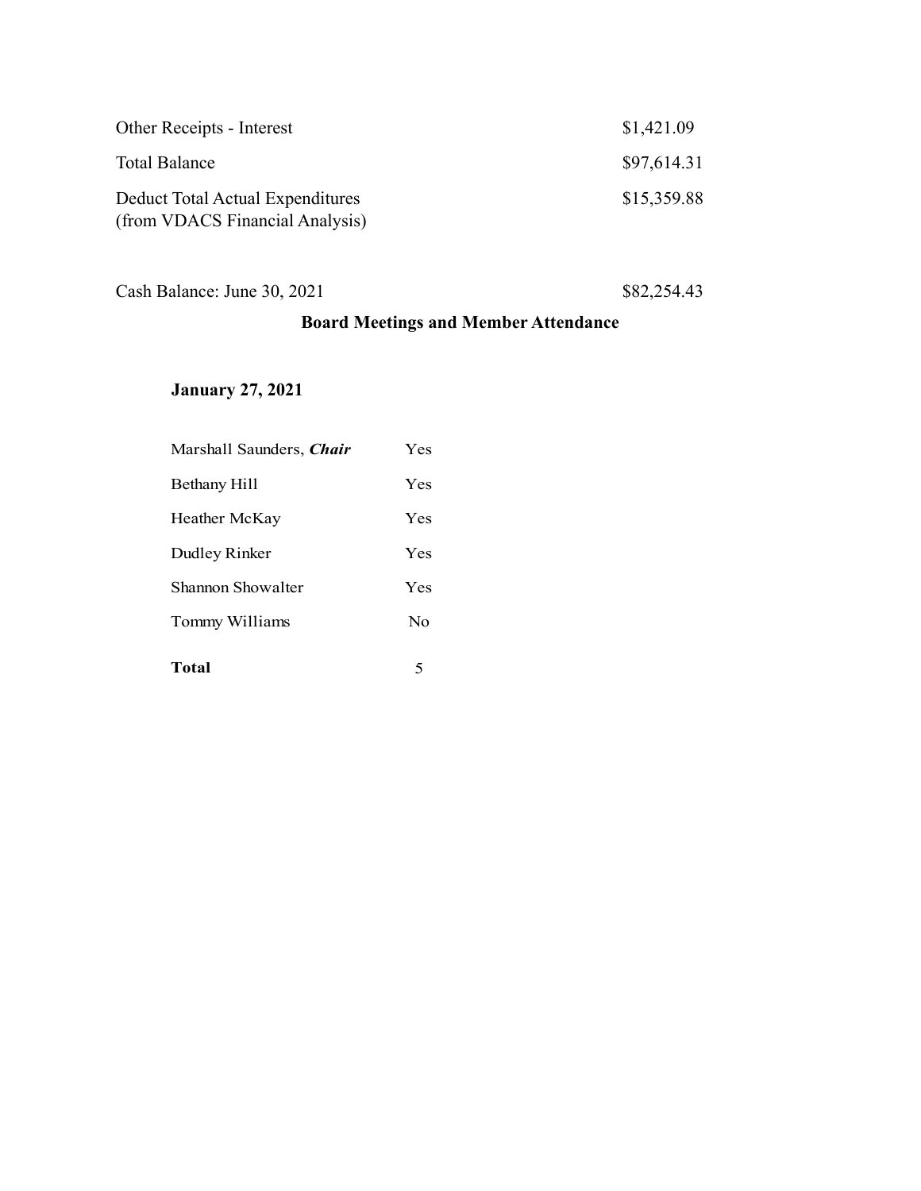| | |
|---|---|
| Other Receipts - Interest | \$1,421.09 |
| Total Balance | \$97,614.31 |
| Deduct Total Actual Expenditures (from VDACS Financial Analysis) | \$15,359.88 |
| Cash Balance: June 30, 2021 | \$82,254.43 |

## Board Meetings and Member Attendance

### January 27, 2021

| | |
|---|---|
| Marshall Saunders, ***Chair*** | Yes |
| Bethany Hill | Yes |
| Heather McKay | Yes |
| Dudley Rinker | Yes |
| Shannon Showalter | Yes |
| Tommy Williams | No |
| **Total** | 5 |